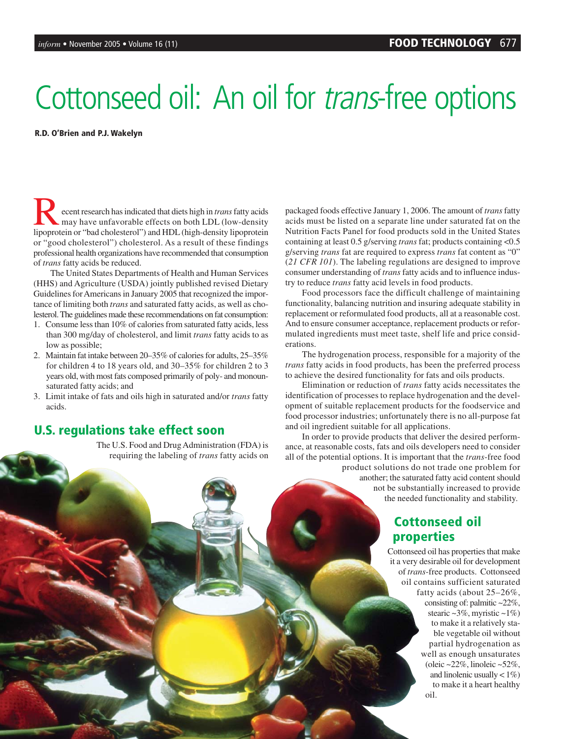# Cottonseed oil: An oil for *trans*-free options

**R.D. O'Brien and P.J. Wakelyn**

Recent research has indicated that diets high in *trans* fatty acids may have unfavorable effects on both LDL (low-density lipoprotein or "bad cholesterol") and HDL (high-density lipoprotein or "good cholesterol") cholesterol. As a result of these findings professional health organizations have recommended that consumption of *trans* fatty acids be reduced.

The United States Departments of Health and Human Services (HHS) and Agriculture (USDA) jointly published revised Dietary Guidelines for Americans in January 2005 that recognized the importance of limiting both *trans* and saturated fatty acids, as well as cholesterol. The guidelines made these recommendations on fat consumption:

1. Consume less than 10% of calories from saturated fatty acids, less than 300 mg/day of cholesterol, and limit *trans* fatty acids to as low as possible;
2. Maintain fat intake between 20–35% of calories for adults, 25–35% for children 4 to 18 years old, and 30–35% for children 2 to 3 years old, with most fats composed primarily of poly- and monounsaturated fatty acids; and
3. Limit intake of fats and oils high in saturated and/or *trans* fatty acids.

## U.S. regulations take effect soon

The U.S. Food and Drug Administration (FDA) is requiring the labeling of *trans* fatty acids on packaged foods effective January 1, 2006. The amount of *trans* fatty acids must be listed on a separate line under saturated fat on the Nutrition Facts Panel for food products sold in the United States containing at least 0.5 g/serving *trans* fat; products containing <0.5 g/serving *trans* fat are required to express *trans* fat content as "0" (*21 CFR 101*). The labeling regulations are designed to improve consumer understanding of *trans* fatty acids and to influence industry to reduce *trans* fatty acid levels in food products.

Food processors face the difficult challenge of maintaining functionality, balancing nutrition and insuring adequate stability in replacement or reformulated food products, all at a reasonable cost. And to ensure consumer acceptance, replacement products or reformulated ingredients must meet taste, shelf life and price considerations.

The hydrogenation process, responsible for a majority of the *trans* fatty acids in food products, has been the preferred process to achieve the desired functionality for fats and oils products.

Elimination or reduction of *trans* fatty acids necessitates the identification of processes to replace hydrogenation and the development of suitable replacement products for the foodservice and food processor industries; unfortunately there is no all-purpose fat and oil ingredient suitable for all applications.

In order to provide products that deliver the desired performance, at reasonable costs, fats and oils developers need to consider all of the potential options. It is important that the *trans*-free food product solutions do not trade one problem for another; the saturated fatty acid content should not be substantially increased to provide the needed functionality and stability.

## Cottonseed oil properties

Cottonseed oil has properties that make it a very desirable oil for development of *trans*-free products. Cottonseed oil contains sufficient saturated fatty acids (about 25–26%, consisting of: palmitic ~22%, stearic ~3%, myristic ~1%) to make it a relatively stable vegetable oil without partial hydrogenation as well as enough unsaturates (oleic ~22%, linoleic ~52%, and linolenic usually < 1%) to make it a heart healthy oil.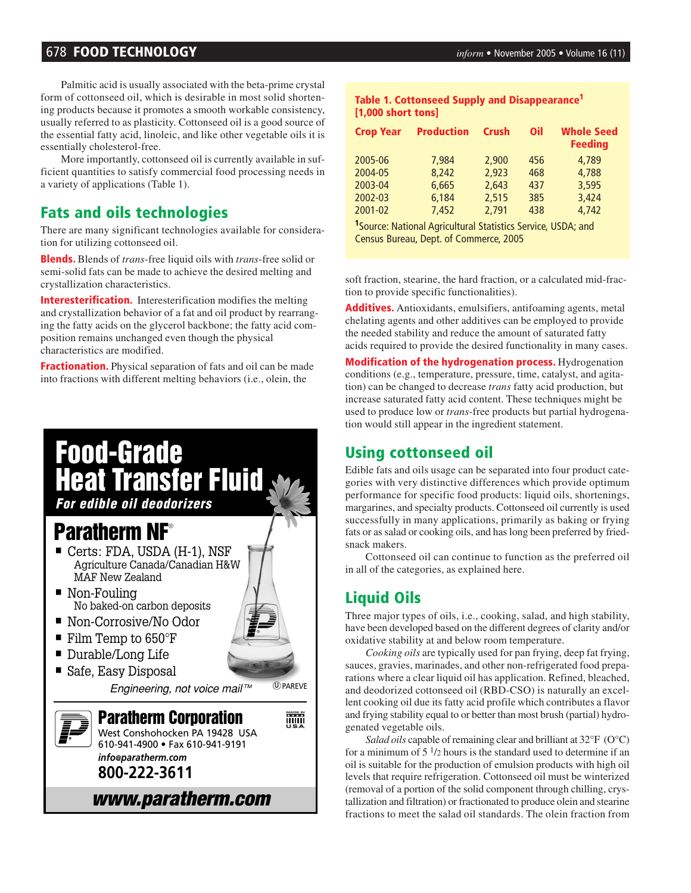Palmitic acid is usually associated with the beta-prime crystal form of cottonseed oil, which is desirable in most solid shortening products because it promotes a smooth workable consistency, usually referred to as plasticity. Cottonseed oil is a good source of the essential fatty acid, linoleic, and like other vegetable oils it is essentially cholesterol-free.

More importantly, cottonseed oil is currently available in sufficient quantities to satisfy commercial food processing needs in a variety of applications (Table 1).

## Fats and oils technologies

There are many significant technologies available for consideration for utilizing cottonseed oil.

**Blends.** Blends of *trans*-free liquid oils with *trans*-free solid or semi-solid fats can be made to achieve the desired melting and crystallization characteristics.

**Interesterification.** Interesterification modifies the melting and crystallization behavior of a fat and oil product by rearranging the fatty acids on the glycerol backbone; the fatty acid composition remains unchanged even though the physical characteristics are modified.

**Fractionation.** Physical separation of fats and oil can be made into fractions with different melting behaviors (i.e., olein, the soft fraction, stearine, the hard fraction, or a calculated mid-fraction to provide specific functionalities).

**Table 1. Cottonseed Supply and Disappearance[1] [1,000 short tons]**

| Crop Year | Production | Crush | Oil | Whole Seed Feeding |
|---|---|---|---|---|
| 2005-06 | 7,984 | 2,900 | 456 | 4,789 |
| 2004-05 | 8,242 | 2,923 | 468 | 4,788 |
| 2003-04 | 6,665 | 2,643 | 437 | 3,595 |
| 2002-03 | 6,184 | 2,515 | 385 | 3,424 |
| 2001-02 | 7,452 | 2,791 | 438 | 4,742 |

[1]Source: National Agricultural Statistics Service, USDA; and Census Bureau, Dept. of Commerce, 2005

**Additives.** Antioxidants, emulsifiers, antifoaming agents, metal chelating agents and other additives can be employed to provide the needed stability and reduce the amount of saturated fatty acids required to provide the desired functionality in many cases.

**Modification of the hydrogenation process.** Hydrogenation conditions (e.g., temperature, pressure, time, catalyst, and agitation) can be changed to decrease *trans* fatty acid production, but increase saturated fatty acid content. These techniques might be used to produce low or *trans*-free products but partial hydrogenation would still appear in the ingredient statement.

## Using cottonseed oil

Edible fats and oils usage can be separated into four product categories with very distinctive differences which provide optimum performance for specific food products: liquid oils, shortenings, margarines, and specialty products. Cottonseed oil currently is used successfully in many applications, primarily as baking or frying fats or as salad or cooking oils, and has long been preferred by fried-snack makers.

Cottonseed oil can continue to function as the preferred oil in all of the categories, as explained here.

## Liquid Oils

Three major types of oils, i.e., cooking, salad, and high stability, have been developed based on the different degrees of clarity and/or oxidative stability at and below room temperature.

*Cooking oils* are typically used for pan frying, deep fat frying, sauces, gravies, marinades, and other non-refrigerated food preparations where a clear liquid oil has application. Refined, bleached, and deodorized cottonseed oil (RBD-CSO) is naturally an excellent cooking oil due its fatty acid profile which contributes a flavor and frying stability equal to or better than most brush (partial) hydrogenated vegetable oils.

*Salad oils* capable of remaining clear and brilliant at 32°F (O°C) for a minimum of 5 1/2 hours is the standard used to determine if an oil is suitable for the production of emulsion products with high oil levels that require refrigeration. Cottonseed oil must be winterized (removal of a portion of the solid component through chilling, crystallization and filtration) or fractionated to produce olein and stearine fractions to meet the salad oil standards. The olein fraction from

# Food-Grade Heat Transfer Fluid

***For edible oil deodorizers***

## Paratherm NF®

- Certs: FDA, USDA (H-1), NSF Agriculture Canada/Canadian H&W MAF New Zealand
- Non-Fouling No baked-on carbon deposits
- Non-Corrosive/No Odor
- Film Temp to 650°F
- Durable/Long Life
- Safe, Easy Disposal

*Engineering, not voice mail™* Ⓤ PAREVE

**Paratherm Corporation**
West Conshohocken PA 19428 USA
610-941-4900 • Fax 610-941-9191
***info@paratherm.com***
**800-222-3611**

***www.paratherm.com***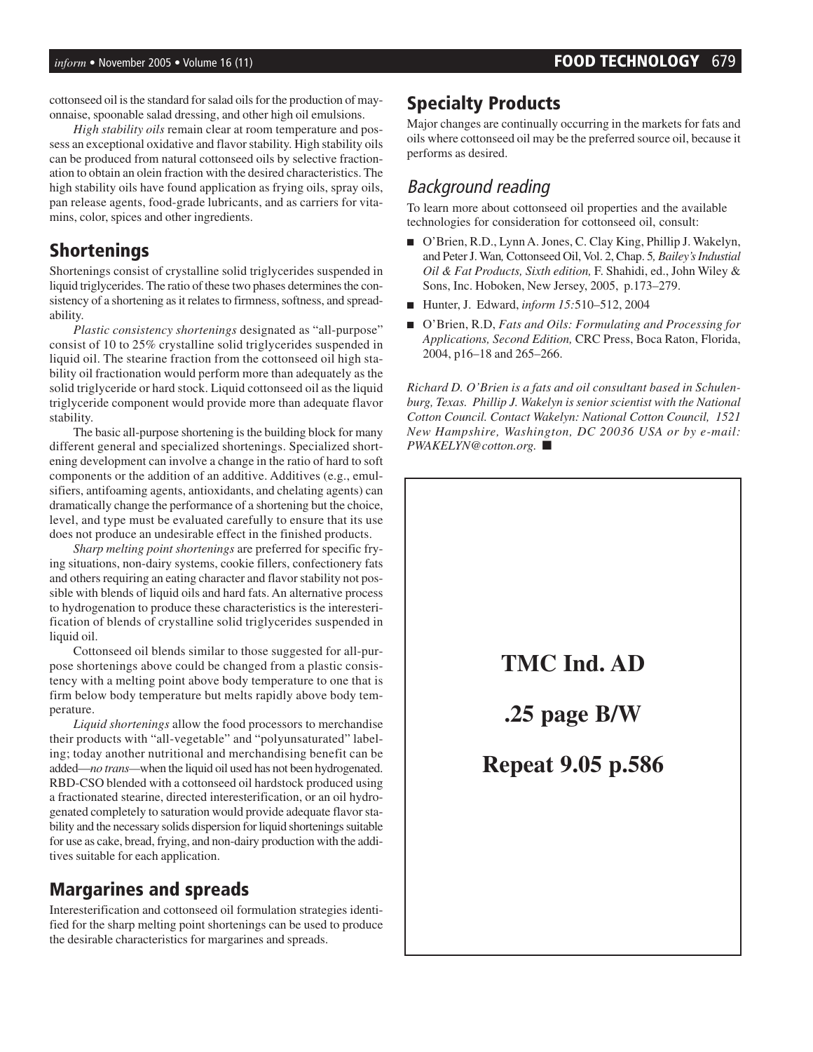cottonseed oil is the standard for salad oils for the production of mayonnaise, spoonable salad dressing, and other high oil emulsions.

*High stability oils* remain clear at room temperature and possess an exceptional oxidative and flavor stability. High stability oils can be produced from natural cottonseed oils by selective fractionation to obtain an olein fraction with the desired characteristics. The high stability oils have found application as frying oils, spray oils, pan release agents, food-grade lubricants, and as carriers for vitamins, color, spices and other ingredients.

## Shortenings

Shortenings consist of crystalline solid triglycerides suspended in liquid triglycerides. The ratio of these two phases determines the consistency of a shortening as it relates to firmness, softness, and spreadability.

*Plastic consistency shortenings* designated as "all-purpose" consist of 10 to 25% crystalline solid triglycerides suspended in liquid oil. The stearine fraction from the cottonseed oil high stability oil fractionation would perform more than adequately as the solid triglyceride or hard stock. Liquid cottonseed oil as the liquid triglyceride component would provide more than adequate flavor stability.

The basic all-purpose shortening is the building block for many different general and specialized shortenings. Specialized shortening development can involve a change in the ratio of hard to soft components or the addition of an additive. Additives (e.g., emulsifiers, antifoaming agents, antioxidants, and chelating agents) can dramatically change the performance of a shortening but the choice, level, and type must be evaluated carefully to ensure that its use does not produce an undesirable effect in the finished products.

*Sharp melting point shortenings* are preferred for specific frying situations, non-dairy systems, cookie fillers, confectionery fats and others requiring an eating character and flavor stability not possible with blends of liquid oils and hard fats. An alternative process to hydrogenation to produce these characteristics is the interesterification of blends of crystalline solid triglycerides suspended in liquid oil.

Cottonseed oil blends similar to those suggested for all-purpose shortenings above could be changed from a plastic consistency with a melting point above body temperature to one that is firm below body temperature but melts rapidly above body temperature.

*Liquid shortenings* allow the food processors to merchandise their products with "all-vegetable" and "polyunsaturated" labeling; today another nutritional and merchandising benefit can be added—*no trans*—when the liquid oil used has not been hydrogenated. RBD-CSO blended with a cottonseed oil hardstock produced using a fractionated stearine, directed interesterification, or an oil hydrogenated completely to saturation would provide adequate flavor stability and the necessary solids dispersion for liquid shortenings suitable for use as cake, bread, frying, and non-dairy production with the additives suitable for each application.

## Margarines and spreads

Interesterification and cottonseed oil formulation strategies identified for the sharp melting point shortenings can be used to produce the desirable characteristics for margarines and spreads.

## Specialty Products

Major changes are continually occurring in the markets for fats and oils where cottonseed oil may be the preferred source oil, because it performs as desired.

### Background reading

To learn more about cottonseed oil properties and the available technologies for consideration for cottonseed oil, consult:

- O'Brien, R.D., Lynn A. Jones, C. Clay King, Phillip J. Wakelyn, and Peter J. Wan, Cottonseed Oil, Vol. 2, Chap. 5, *Bailey's Industial Oil & Fat Products, Sixth edition,* F. Shahidi, ed., John Wiley & Sons, Inc. Hoboken, New Jersey, 2005, p.173–279.
- Hunter, J. Edward, *inform 15:*510–512, 2004
- O'Brien, R.D, *Fats and Oils: Formulating and Processing for Applications, Second Edition,* CRC Press, Boca Raton, Florida, 2004, p16–18 and 265–266.

*Richard D. O'Brien is a fats and oil consultant based in Schulenburg, Texas. Phillip J. Wakelyn is senior scientist with the National Cotton Council. Contact Wakelyn: National Cotton Council, 1521 New Hampshire, Washington, DC 20036 USA or by e-mail: PWAKELYN@cotton.org.* ■

**TMC Ind. AD**

**.25 page B/W**

**Repeat 9.05 p.586**